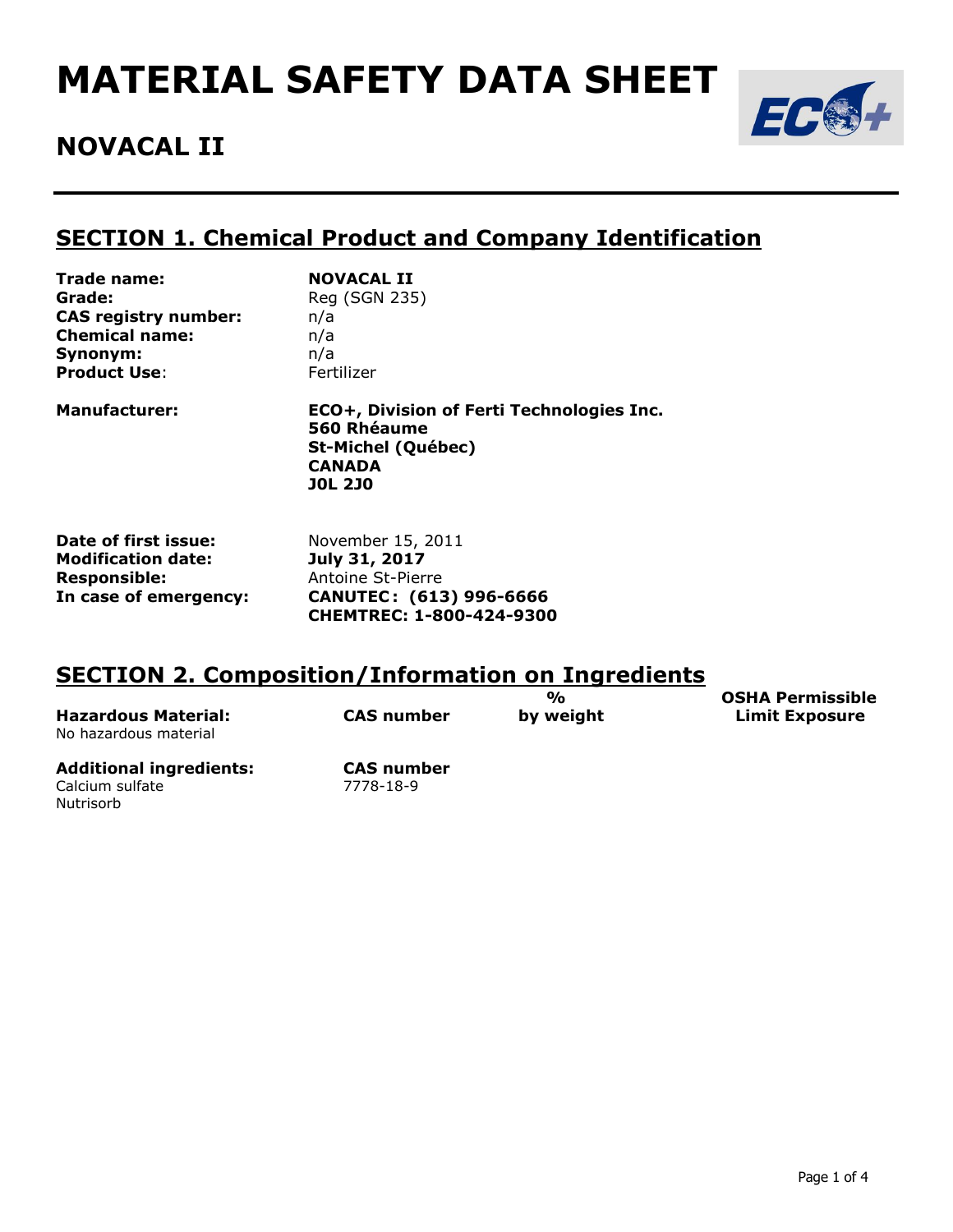# MATERIAL SAFETY DATA SHEET

## NOVACAL II

## SECTION 1. Chemical Product and Company Identification

**Trade name:** **NOVACAL II**
**Grade:** Reg (SGN 235)
**CAS registry number:** n/a
**Chemical name:** n/a
**Synonym:** n/a
**Product Use**: Fertilizer

**Manufacturer:**
**ECO+, Division of Ferti Technologies Inc.**
**560 Rhéaume**
**St-Michel (Québec)**
**CANADA**
**J0L 2J0**

**Date of first issue:** November 15, 2011
**Modification date:** **July 31, 2017**
**Responsible:** Antoine St-Pierre
**In case of emergency:** **CANUTEC: (613) 996-6666**
**CHEMTREC: 1-800-424-9300**

## SECTION 2. Composition/Information on Ingredients

| Hazardous Material: | CAS number | % by weight | OSHA Permissible Limit Exposure |
|---|---|---|---|
| No hazardous material | | | |

| Additional ingredients: | CAS number |
|---|---|
| Calcium sulfate | 7778-18-9 |
| Nutrisorb | |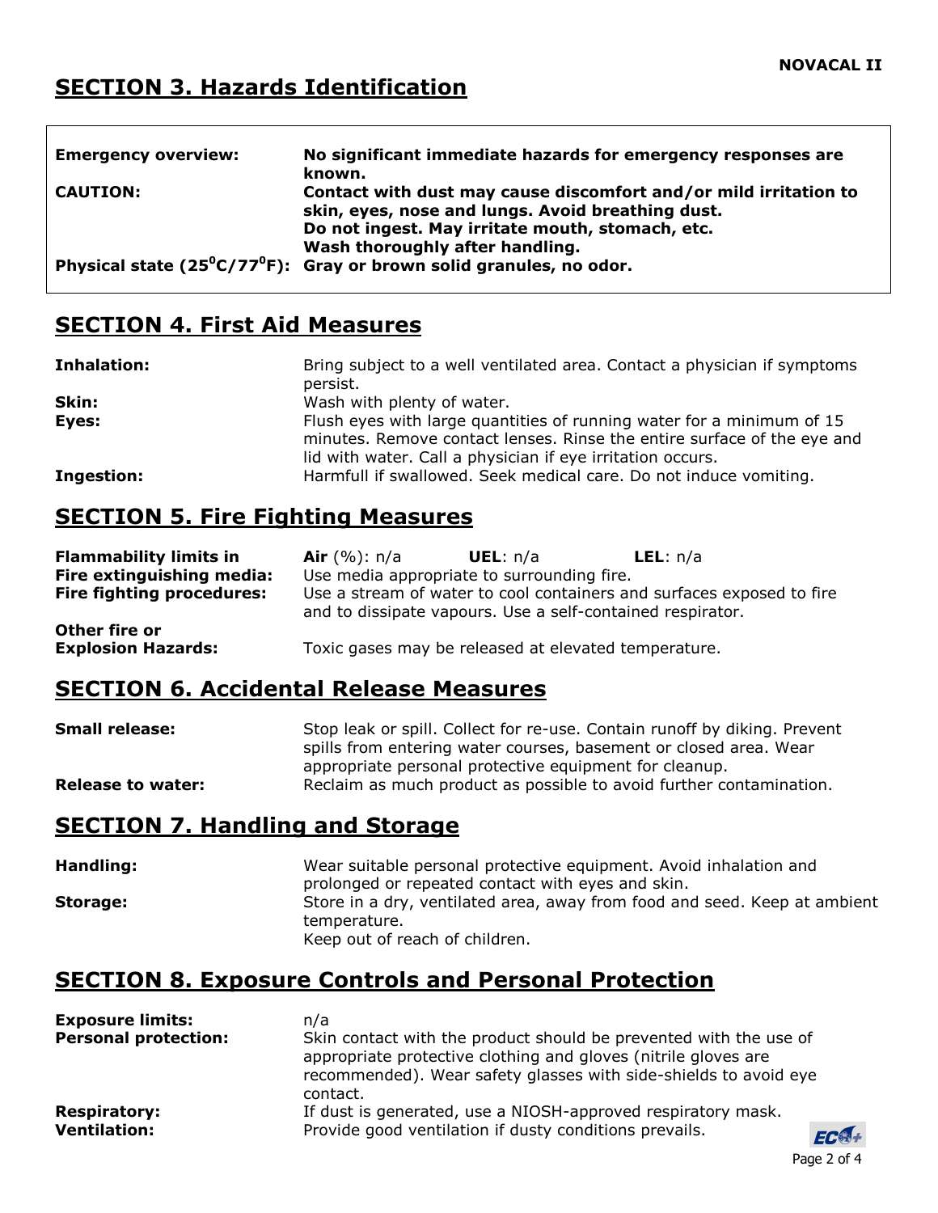## SECTION 3. Hazards Identification

| | |
|---|---|
| **Emergency overview:** | **No significant immediate hazards for emergency responses are known.** |
| **CAUTION:** | **Contact with dust may cause discomfort and/or mild irritation to skin, eyes, nose and lungs. Avoid breathing dust.**<br>**Do not ingest. May irritate mouth, stomach, etc.**<br>**Wash thoroughly after handling.** |
| **Physical state (25⁰C/77⁰F):** | **Gray or brown solid granules, no odor.** |

## SECTION 4. First Aid Measures

**Inhalation:** Bring subject to a well ventilated area. Contact a physician if symptoms persist.

**Skin:** Wash with plenty of water.

**Eyes:** Flush eyes with large quantities of running water for a minimum of 15 minutes. Remove contact lenses. Rinse the entire surface of the eye and lid with water. Call a physician if eye irritation occurs.

**Ingestion:** Harmfull if swallowed. Seek medical care. Do not induce vomiting.

## SECTION 5. Fire Fighting Measures

**Flammability limits in Air** (%): n/a **UEL**: n/a **LEL**: n/a

**Fire extinguishing media:** Use media appropriate to surrounding fire.

**Fire fighting procedures:** Use a stream of water to cool containers and surfaces exposed to fire and to dissipate vapours. Use a self-contained respirator.

**Other fire or Explosion Hazards:** Toxic gases may be released at elevated temperature.

## SECTION 6. Accidental Release Measures

**Small release:** Stop leak or spill. Collect for re-use. Contain runoff by diking. Prevent spills from entering water courses, basement or closed area. Wear appropriate personal protective equipment for cleanup.

**Release to water:** Reclaim as much product as possible to avoid further contamination.

## SECTION 7. Handling and Storage

**Handling:** Wear suitable personal protective equipment. Avoid inhalation and prolonged or repeated contact with eyes and skin.

**Storage:** Store in a dry, ventilated area, away from food and seed. Keep at ambient temperature.
Keep out of reach of children.

## SECTION 8. Exposure Controls and Personal Protection

**Exposure limits:** n/a

**Personal protection:** Skin contact with the product should be prevented with the use of appropriate protective clothing and gloves (nitrile gloves are recommended). Wear safety glasses with side-shields to avoid eye contact.

**Respiratory:** If dust is generated, use a NIOSH-approved respiratory mask.

**Ventilation:** Provide good ventilation if dusty conditions prevails.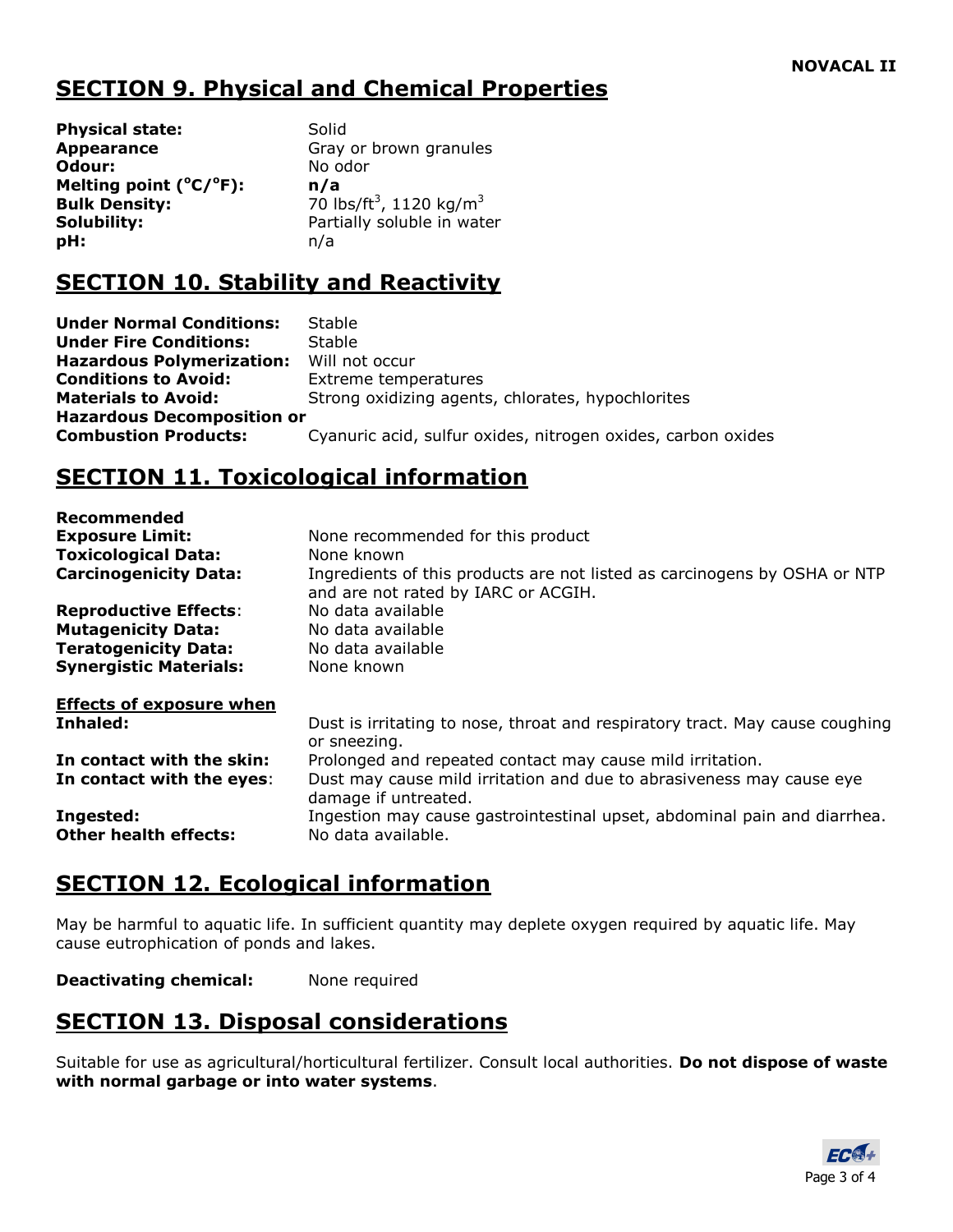## SECTION 9. Physical and Chemical Properties

**Physical state:** Solid
**Appearance** Gray or brown granules
**Odour:** No odor
**Melting point (°C/°F):** **n/a**
**Bulk Density:** 70 lbs/ft$^3$, 1120 kg/m$^3$
**Solubility:** Partially soluble in water
**pH:** n/a

## SECTION 10. Stability and Reactivity

**Under Normal Conditions:** Stable
**Under Fire Conditions:** Stable
**Hazardous Polymerization:** Will not occur
**Conditions to Avoid:** Extreme temperatures
**Materials to Avoid:** Strong oxidizing agents, chlorates, hypochlorites
**Hazardous Decomposition or Combustion Products:** Cyanuric acid, sulfur oxides, nitrogen oxides, carbon oxides

## SECTION 11. Toxicological information

**Recommended Exposure Limit:** None recommended for this product
**Toxicological Data:** None known
**Carcinogenicity Data:** Ingredients of this products are not listed as carcinogens by OSHA or NTP and are not rated by IARC or ACGIH.
**Reproductive Effects**: No data available
**Mutagenicity Data:** No data available
**Teratogenicity Data:** No data available
**Synergistic Materials:** None known

**Effects of exposure when**

**Inhaled:** Dust is irritating to nose, throat and respiratory tract. May cause coughing or sneezing.
**In contact with the skin:** Prolonged and repeated contact may cause mild irritation.
**In contact with the eyes**: Dust may cause mild irritation and due to abrasiveness may cause eye damage if untreated.
**Ingested:** Ingestion may cause gastrointestinal upset, abdominal pain and diarrhea.
**Other health effects:** No data available.

## SECTION 12. Ecological information

May be harmful to aquatic life. In sufficient quantity may deplete oxygen required by aquatic life. May cause eutrophication of ponds and lakes.

**Deactivating chemical:** None required

## SECTION 13. Disposal considerations

Suitable for use as agricultural/horticultural fertilizer. Consult local authorities. **Do not dispose of waste with normal garbage or into water systems**.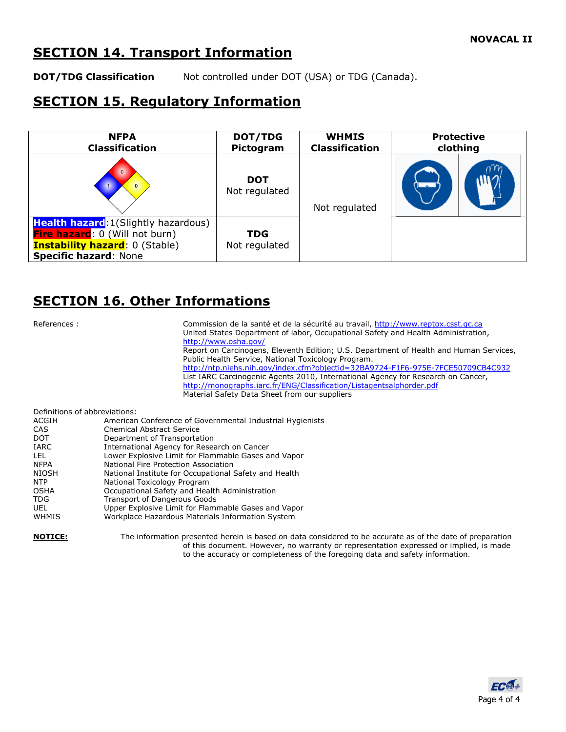## SECTION 14. Transport Information

**DOT/TDG Classification** Not controlled under DOT (USA) or TDG (Canada).

## SECTION 15. Regulatory Information

| NFPA Classification | DOT/TDG Pictogram | WHMIS Classification | Protective clothing |
|---|---|---|---|
| 0 1 0 | **DOT** Not regulated | Not regulated | |
| **Health hazard**:1(Slightly hazardous) **Fire hazard**: 0 (Will not burn) **Instability hazard**: 0 (Stable) **Specific hazard**: None | **TDG** Not regulated | | |

## SECTION 16. Other Informations

References : Commission de la santé et de la sécurité au travail, http://www.reptox.csst.qc.ca
United States Department of labor, Occupational Safety and Health Administration, http://www.osha.gov/
Report on Carcinogens, Eleventh Edition; U.S. Department of Health and Human Services, Public Health Service, National Toxicology Program.
http://ntp.niehs.nih.gov/index.cfm?objectid=32BA9724-F1F6-975E-7FCE50709CB4C932
List IARC Carcinogenic Agents 2010, International Agency for Research on Cancer, http://monographs.iarc.fr/ENG/Classification/Listagentsalphorder.pdf
Material Safety Data Sheet from our suppliers

Definitions of abbreviations:

| | |
|---|---|
| ACGIH | American Conference of Governmental Industrial Hygienists |
| CAS | Chemical Abstract Service |
| DOT | Department of Transportation |
| IARC | International Agency for Research on Cancer |
| LEL | Lower Explosive Limit for Flammable Gases and Vapor |
| NFPA | National Fire Protection Association |
| NIOSH | National Institute for Occupational Safety and Health |
| NTP | National Toxicology Program |
| OSHA | Occupational Safety and Health Administration |
| TDG | Transport of Dangerous Goods |
| UEL | Upper Explosive Limit for Flammable Gases and Vapor |
| WHMIS | Workplace Hazardous Materials Information System |

**NOTICE:** The information presented herein is based on data considered to be accurate as of the date of preparation of this document. However, no warranty or representation expressed or implied, is made to the accuracy or completeness of the foregoing data and safety information.